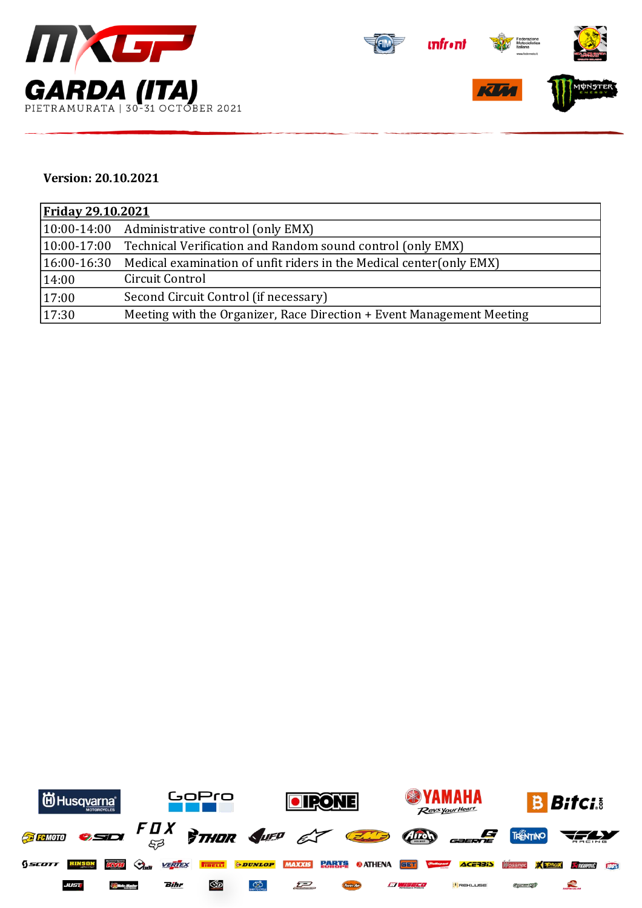# GARDA (ITA)

PIETRAMURATA | 30-31 OCTOBER 2021

**Version: 20.10.2021**

| **Friday 29.10.2021** | |
|---|---|
| 10:00-14:00 | Administrative control (only EMX) |
| 10:00-17:00 | Technical Verification and Random sound control (only EMX) |
| 16:00-16:30 | Medical examination of unfit riders in the Medical center(only EMX) |
| 14:00 | Circuit Control |
| 17:00 | Second Circuit Control (if necessary) |
| 17:30 | Meeting with the Organizer, Race Direction + Event Management Meeting |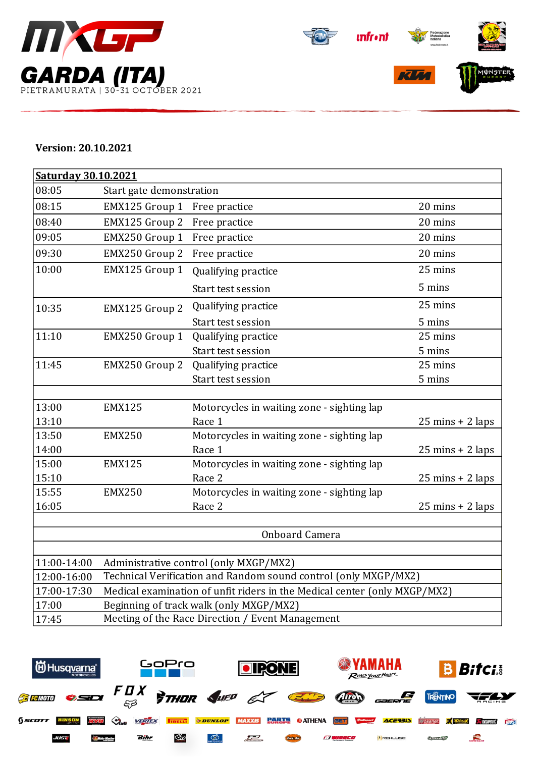# MXGP GARDA (ITA)

PIETRAMURATA | 30-31 OCTOBER 2021

**Version: 20.10.2021**

| **Saturday 30.10.2021** | | | |
|---|---|---|---|
| 08:05 | Start gate demonstration | | |
| 08:15 | EMX125 Group 1 | Free practice | 20 mins |
| 08:40 | EMX125 Group 2 | Free practice | 20 mins |
| 09:05 | EMX250 Group 1 | Free practice | 20 mins |
| 09:30 | EMX250 Group 2 | Free practice | 20 mins |
| 10:00 | EMX125 Group 1 | Qualifying practice | 25 mins |
| | | Start test session | 5 mins |
| 10:35 | EMX125 Group 2 | Qualifying practice | 25 mins |
| | | Start test session | 5 mins |
| 11:10 | EMX250 Group 1 | Qualifying practice | 25 mins |
| | | Start test session | 5 mins |
| 11:45 | EMX250 Group 2 | Qualifying practice | 25 mins |
| | | Start test session | 5 mins |
| | | | |
| 13:00 | EMX125 | Motorcycles in waiting zone - sighting lap | |
| 13:10 | | Race 1 | 25 mins + 2 laps |
| 13:50 | EMX250 | Motorcycles in waiting zone - sighting lap | |
| 14:00 | | Race 1 | 25 mins + 2 laps |
| 15:00 | EMX125 | Motorcycles in waiting zone - sighting lap | |
| 15:10 | | Race 2 | 25 mins + 2 laps |
| 15:55 | EMX250 | Motorcycles in waiting zone - sighting lap | |
| 16:05 | | Race 2 | 25 mins + 2 laps |
| | | | |
| | | Onboard Camera | |
| | | | |
| 11:00-14:00 | Administrative control (only MXGP/MX2) | | |
| 12:00-16:00 | Technical Verification and Random sound control (only MXGP/MX2) | | |
| 17:00-17:30 | Medical examination of unfit riders in the Medical center (only MXGP/MX2) | | |
| 17:00 | Beginning of track walk (only MXGP/MX2) | | |
| 17:45 | Meeting of the Race Direction / Event Management | | |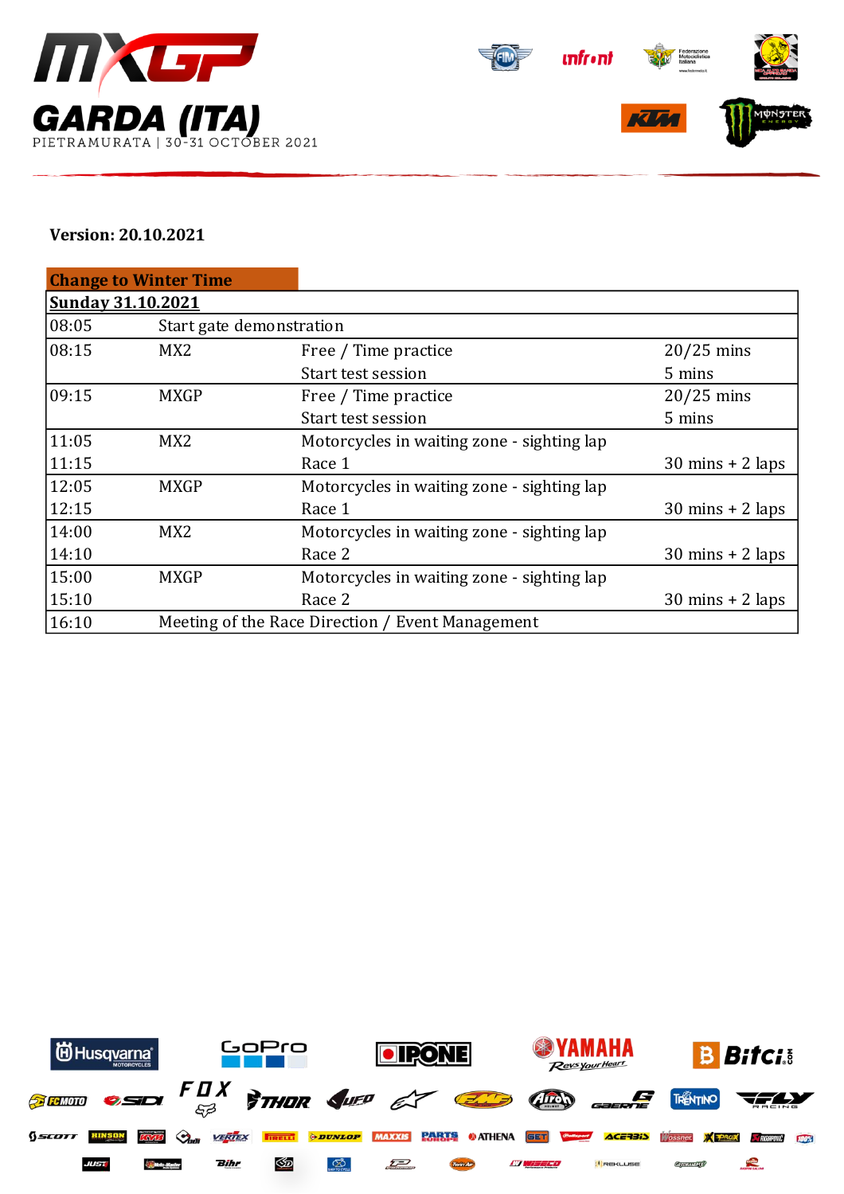# MXGP GARDA (ITA)

PIETRAMURATA | 30-31 OCTOBER 2021

**Version: 20.10.2021**

**Change to Winter Time**

| **Sunday 31.10.2021** | | | |
|---|---|---|---|
| 08:05 | Start gate demonstration | | |
| 08:15 | MX2 | Free / Time practice | 20/25 mins |
| | | Start test session | 5 mins |
| 09:15 | MXGP | Free / Time practice | 20/25 mins |
| | | Start test session | 5 mins |
| 11:05 | MX2 | Motorcycles in waiting zone - sighting lap | |
| 11:15 | | Race 1 | 30 mins + 2 laps |
| 12:05 | MXGP | Motorcycles in waiting zone - sighting lap | |
| 12:15 | | Race 1 | 30 mins + 2 laps |
| 14:00 | MX2 | Motorcycles in waiting zone - sighting lap | |
| 14:10 | | Race 2 | 30 mins + 2 laps |
| 15:00 | MXGP | Motorcycles in waiting zone - sighting lap | |
| 15:10 | | Race 2 | 30 mins + 2 laps |
| 16:10 | Meeting of the Race Direction / Event Management | | |